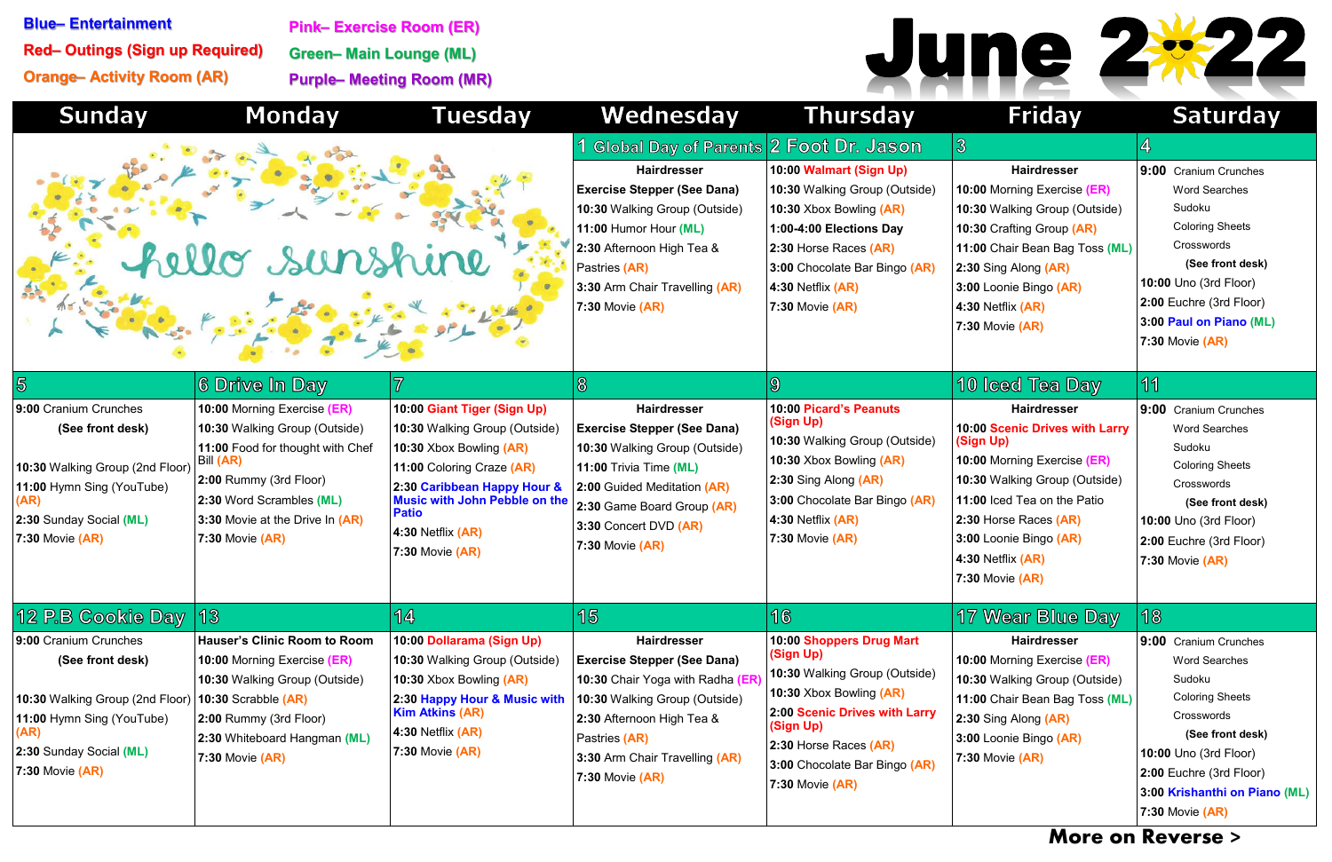Blue– Entertainment
Red– Outings (Sign up Required)
Orange– Activity Room (AR)
Pink– Exercise Room (ER)
Green– Main Lounge (ML)
Purple– Meeting Room (MR)

# June 2022

| Sunday | Monday | Tuesday | Wednesday | Thursday | Friday | Saturday |
|---|---|---|---|---|---|---|
| hello sunshine | | | **1 Global Day of Parents**<br>**Hairdresser**<br>**Exercise Stepper (See Dana)**<br>**10:30** Walking Group (Outside)<br>**11:00** Humor Hour (ML)<br>**2:30** Afternoon High Tea & Pastries (AR)<br>**3:30** Arm Chair Travelling (AR)<br>**7:30** Movie (AR) | **2 Foot Dr. Jason**<br>**10:00** Walmart (Sign Up)<br>**10:30** Walking Group (Outside)<br>**10:30** Xbox Bowling (AR)<br>**1:00-4:00 Elections Day**<br>**2:30** Horse Races (AR)<br>**3:00** Chocolate Bar Bingo (AR)<br>**4:30** Netflix (AR)<br>**7:30** Movie (AR) | **3**<br>**Hairdresser**<br>**10:00** Morning Exercise (ER)<br>**10:30** Walking Group (Outside)<br>**10:30** Crafting Group (AR)<br>**11:00** Chair Bean Bag Toss (ML)<br>**2:30** Sing Along (AR)<br>**3:00** Loonie Bingo (AR)<br>**4:30** Netflix (AR)<br>**7:30** Movie (AR) | **4**<br>**9:00** Cranium Crunches<br>Word Searches<br>Sudoku<br>Coloring Sheets<br>Crosswords<br>**(See front desk)**<br>**10:00** Uno (3rd Floor)<br>**2:00** Euchre (3rd Floor)<br>**3:00** Paul on Piano (ML)<br>**7:30** Movie (AR) |
| **5**<br>**9:00** Cranium Crunches<br>**(See front desk)**<br>**10:30** Walking Group (2nd Floor)<br>**11:00** Hymn Sing (YouTube) (AR)<br>**2:30** Sunday Social (ML)<br>**7:30** Movie (AR) | **6 Drive In Day**<br>**10:00** Morning Exercise (ER)<br>**10:30** Walking Group (Outside)<br>**11:00** Food for thought with Chef Bill (AR)<br>**2:00** Rummy (3rd Floor)<br>**2:30** Word Scrambles (ML)<br>**3:30** Movie at the Drive In (AR)<br>**7:30** Movie (AR) | **7**<br>**10:00** Giant Tiger (Sign Up)<br>**10:30** Walking Group (Outside)<br>**10:30** Xbox Bowling (AR)<br>**11:00** Coloring Craze (AR)<br>**2:30 Caribbean Happy Hour & Music with John Pebble on the Patio**<br>**4:30** Netflix (AR)<br>**7:30** Movie (AR) | **8**<br>**Hairdresser**<br>**Exercise Stepper (See Dana)**<br>**10:30** Walking Group (Outside)<br>**11:00** Trivia Time (ML)<br>**2:00** Guided Meditation (AR)<br>**2:30** Game Board Group (AR)<br>**3:30** Concert DVD (AR)<br>**7:30** Movie (AR) | **9**<br>**10:00** Picard's Peanuts (Sign Up)<br>**10:30** Walking Group (Outside)<br>**10:30** Xbox Bowling (AR)<br>**2:30** Sing Along (AR)<br>**3:00** Chocolate Bar Bingo (AR)<br>**4:30** Netflix (AR)<br>**7:30** Movie (AR) | **10 Iced Tea Day**<br>**Hairdresser**<br>**10:00** Scenic Drives with Larry (Sign Up)<br>**10:00** Morning Exercise (ER)<br>**10:30** Walking Group (Outside)<br>**11:00** Iced Tea on the Patio<br>**2:30** Horse Races (AR)<br>**3:00** Loonie Bingo (AR)<br>**4:30** Netflix (AR)<br>**7:30** Movie (AR) | **11**<br>**9:00** Cranium Crunches<br>Word Searches<br>Sudoku<br>Coloring Sheets<br>Crosswords<br>**(See front desk)**<br>**10:00** Uno (3rd Floor)<br>**2:00** Euchre (3rd Floor)<br>**7:30** Movie (AR) |
| **12 P.B Cookie Day**<br>**9:00** Cranium Crunches<br>**(See front desk)**<br>**10:30** Walking Group (2nd Floor)<br>**11:00** Hymn Sing (YouTube) (AR)<br>**2:30** Sunday Social (ML)<br>**7:30** Movie (AR) | **13**<br>**Hauser's Clinic Room to Room**<br>**10:00** Morning Exercise (ER)<br>**10:30** Walking Group (Outside)<br>**10:30** Scrabble (AR)<br>**2:00** Rummy (3rd Floor)<br>**2:30** Whiteboard Hangman (ML)<br>**7:30** Movie (AR) | **14**<br>**10:00** Dollarama (Sign Up)<br>**10:30** Walking Group (Outside)<br>**10:30** Xbox Bowling (AR)<br>**2:30 Happy Hour & Music with Kim Atkins (AR)**<br>**4:30** Netflix (AR)<br>**7:30** Movie (AR) | **15**<br>**Hairdresser**<br>**Exercise Stepper (See Dana)**<br>**10:30** Chair Yoga with Radha (ER)<br>**10:30** Walking Group (Outside)<br>**2:30** Afternoon High Tea & Pastries (AR)<br>**3:30** Arm Chair Travelling (AR)<br>**7:30** Movie (AR) | **16**<br>**10:00** Shoppers Drug Mart (Sign Up)<br>**10:30** Walking Group (Outside)<br>**10:30** Xbox Bowling (AR)<br>**2:00** Scenic Drives with Larry (Sign Up)<br>**2:30** Horse Races (AR)<br>**3:00** Chocolate Bar Bingo (AR)<br>**7:30** Movie (AR) | **17 Wear Blue Day**<br>**Hairdresser**<br>**10:00** Morning Exercise (ER)<br>**10:30** Walking Group (Outside)<br>**11:00** Chair Bean Bag Toss (ML)<br>**2:30** Sing Along (AR)<br>**3:00** Loonie Bingo (AR)<br>**7:30** Movie (AR) | **18**<br>**9:00** Cranium Crunches<br>Word Searches<br>Sudoku<br>Coloring Sheets<br>Crosswords<br>**(See front desk)**<br>**10:00** Uno (3rd Floor)<br>**2:00** Euchre (3rd Floor)<br>**3:00** Krishanthi on Piano (ML)<br>**7:30** Movie (AR) |

**More on Reverse >**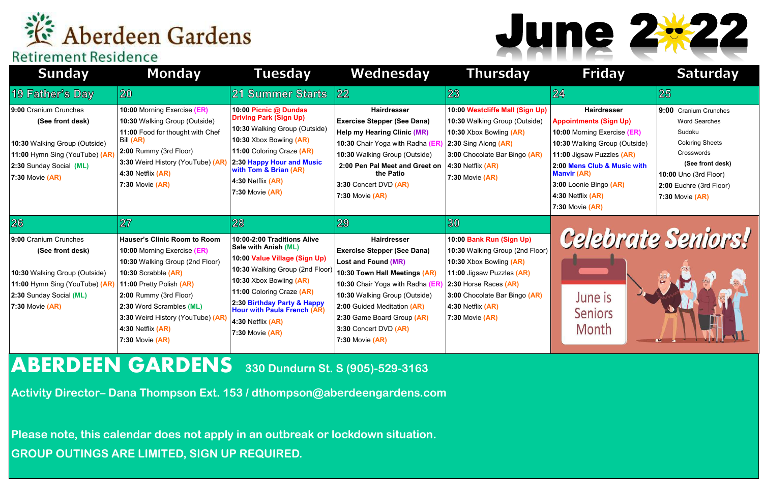# Aberdeen Gardens Retirement Residence

# June 2022

| Sunday | Monday | Tuesday | Wednesday | Thursday | Friday | Saturday |
| --- | --- | --- | --- | --- | --- | --- |
| 19 Father's Day | 20 | 21 Summer Starts | 22 | 23 | 24 | 25 |
| **9:00** Cranium Crunches<br>**(See front desk)**<br>**10:30** Walking Group (Outside)<br>**11:00** Hymn Sing (YouTube) **(AR)**<br>**2:30** Sunday Social **(ML)**<br>**7:30** Movie **(AR)** | **10:00** Morning Exercise **(ER)**<br>**10:30** Walking Group (Outside)<br>**11:00** Food for thought with Chef Bill **(AR)**<br>**2:00** Rummy (3rd Floor)<br>**3:30** Weird History (YouTube) **(AR)**<br>**4:30** Netflix **(AR)**<br>**7:30** Movie **(AR)** | **10:00 Picnic @ Dundas Driving Park (Sign Up)**<br>**10:30** Walking Group (Outside)<br>**10:30** Xbox Bowling **(AR)**<br>**11:00** Coloring Craze **(AR)**<br>**2:30 Happy Hour and Music with Tom & Brian (AR)**<br>**4:30** Netflix **(AR)**<br>**7:30** Movie **(AR)** | **Hairdresser**<br>**Exercise Stepper (See Dana)**<br>**Help my Hearing Clinic (MR)**<br>**10:30** Chair Yoga with Radha **(ER)**<br>**10:30** Walking Group (Outside)<br>**2:00 Pen Pal Meet and Greet on the Patio**<br>**3:30** Concert DVD **(AR)**<br>**7:30** Movie **(AR)** | **10:00 Westcliffe Mall (Sign Up)**<br>**10:30** Walking Group (Outside)<br>**10:30** Xbox Bowling **(AR)**<br>**2:30** Sing Along **(AR)**<br>**3:00** Chocolate Bar Bingo **(AR)**<br>**4:30** Netflix **(AR)**<br>**7:30** Movie **(AR)** | **Hairdresser**<br>**Appointments (Sign Up)**<br>**10:00** Morning Exercise **(ER)**<br>**10:30** Walking Group (Outside)<br>**11:00** Jigsaw Puzzles **(AR)**<br>**2:00 Mens Club & Music with Manvir (AR)**<br>**3:00** Loonie Bingo **(AR)**<br>**4:30** Netflix **(AR)**<br>**7:30** Movie **(AR)** | **9:00** Cranium Crunches<br>Word Searches<br>Sudoku<br>Coloring Sheets<br>Crosswords<br>**(See front desk)**<br>**10:00** Uno (3rd Floor)<br>**2:00** Euchre (3rd Floor)<br>**7:30** Movie **(AR)** |
| 26 | 27 | 28 | 29 | 30 | | |
| **9:00** Cranium Crunches<br>**(See front desk)**<br>**10:30** Walking Group (Outside)<br>**11:00** Hymn Sing (YouTube) **(AR)**<br>**2:30** Sunday Social **(ML)**<br>**7:30** Movie **(AR)** | **Hauser's Clinic Room to Room**<br>**10:00** Morning Exercise **(ER)**<br>**10:30** Walking Group (2nd Floor)<br>**10:30** Scrabble **(AR)**<br>**11:00** Pretty Polish **(AR)**<br>**2:00** Rummy (3rd Floor)<br>**2:30** Word Scrambles **(ML)**<br>**3:30** Weird History (YouTube) **(AR)**<br>**4:30** Netflix **(AR)**<br>**7:30** Movie **(AR)** | **10:00-2:00 Traditions Alive Sale with Anish (ML)**<br>**10:00 Value Village (Sign Up)**<br>**10:30** Walking Group (2nd Floor)<br>**10:30** Xbox Bowling **(AR)**<br>**11:00** Coloring Craze **(AR)**<br>**2:30 Birthday Party & Happy Hour with Paula French (AR)**<br>**4:30** Netflix **(AR)**<br>**7:30** Movie **(AR)** | **Hairdresser**<br>**Exercise Stepper (See Dana)**<br>**Lost and Found (MR)**<br>**10:30 Town Hall Meetings (AR)**<br>**10:30** Chair Yoga with Radha **(ER)**<br>**10:30** Walking Group (Outside)<br>**2:00** Guided Meditation **(AR)**<br>**2:30** Game Board Group **(AR)**<br>**3:30** Concert DVD **(AR)**<br>**7:30** Movie **(AR)** | **10:00 Bank Run (Sign Up)**<br>**10:30** Walking Group (2nd Floor)<br>**10:30** Xbox Bowling **(AR)**<br>**11:00** Jigsaw Puzzles **(AR)**<br>**2:30** Horse Races **(AR)**<br>**3:00** Chocolate Bar Bingo **(AR)**<br>**4:30** Netflix **(AR)**<br>**7:30** Movie **(AR)** | **Celebrate Seniors!**<br>June is Seniors Month | |

# ABERDEEN GARDENS 330 Dundurn St. S (905)-529-3163

**Activity Director– Dana Thompson Ext. 153 / dthompson@aberdeengardens.com**

**Please note, this calendar does not apply in an outbreak or lockdown situation.**

**GROUP OUTINGS ARE LIMITED, SIGN UP REQUIRED.**